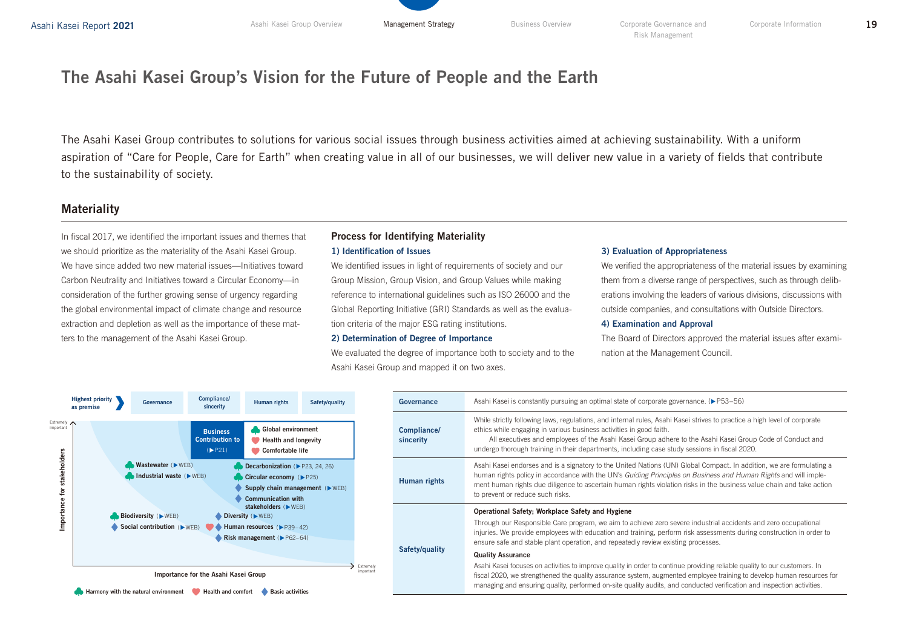# The Asahi Kasei Group's Vision for the Future of People and the Earth

The Asahi Kasei Group contributes to solutions for various social issues through business activities aimed at achieving sustainability. With a uniform aspiration of "Care for People, Care for Earth" when creating value in all of our businesses, we will deliver new value in a variety of fields that contribute to the sustainability of society.

## Materiality

In fiscal 2017, we identified the important issues and themes that we should prioritize as the materiality of the Asahi Kasei Group. We have since added two new material issues—Initiatives toward Carbon Neutrality and Initiatives toward a Circular Economy—in consideration of the further growing sense of urgency regarding the global environmental impact of climate change and resource extraction and depletion as well as the importance of these matters to the management of the Asahi Kasei Group.

### Process for Identifying Materiality

**1) Identification of Issues**

We identified issues in light of requirements of society and our Group Mission, Group Vision, and Group Values while making reference to international guidelines such as ISO 26000 and the Global Reporting Initiative (GRI) Standards as well as the evaluation criteria of the major ESG rating institutions.

**2) Determination of Degree of Importance**

We evaluated the degree of importance both to society and to the Asahi Kasei Group and mapped it on two axes.

**3) Evaluation of Appropriateness**

We verified the appropriateness of the material issues by examining them from a diverse range of perspectives, such as through deliberations involving the leaders of various divisions, discussions with outside companies, and consultations with Outside Directors.

**4) Examination and Approval**

The Board of Directors approved the material issues after examination at the Management Council.

Highest priority as premise: Governance | Compliance/sincerity | Human rights | Safety/quality

Business Contribution to (▶P21): Global environment; Health and longevity; Comfortable life

- Wastewater (▶WEB)
- Industrial waste (▶WEB)
- Decarbonization (▶P23, 24, 26)
- Circular economy (▶P25)
- Supply chain management (▶WEB)
- Communication with stakeholders (▶WEB)
- Biodiversity (▶WEB)
- Social contribution (▶WEB)
- Diversity (▶WEB)
- Human resources (▶P39–42)
- Risk management (▶P62–64)

Vertical axis: Importance for stakeholders (Extremely important). Horizontal axis: Importance for the Asahi Kasei Group (Extremely important).

Legend: Harmony with the natural environment / Health and comfort / Basic activities

| | |
|---|---|
| Governance | Asahi Kasei is constantly pursuing an optimal state of corporate governance. (▶P53–56) |
| Compliance/ sincerity | While strictly following laws, regulations, and internal rules, Asahi Kasei strives to practice a high level of corporate ethics while engaging in various business activities in good faith.<br>All executives and employees of the Asahi Kasei Group adhere to the Asahi Kasei Group Code of Conduct and undergo thorough training in their departments, including case study sessions in fiscal 2020. |
| Human rights | Asahi Kasei endorses and is a signatory to the United Nations (UN) Global Compact. In addition, we are formulating a human rights policy in accordance with the UN's *Guiding Principles on Business and Human Rights* and will implement human rights due diligence to ascertain human rights violation risks in the business value chain and take action to prevent or reduce such risks. |
| Safety/quality | **Operational Safety; Workplace Safety and Hygiene**<br>Through our Responsible Care program, we aim to achieve zero severe industrial accidents and zero occupational injuries. We provide employees with education and training, perform risk assessments during construction in order to ensure safe and stable plant operation, and repeatedly review existing processes.<br>**Quality Assurance**<br>Asahi Kasei focuses on activities to improve quality in order to continue providing reliable quality to our customers. In fiscal 2020, we strengthened the quality assurance system, augmented employee training to develop human resources for managing and ensuring quality, performed on-site quality audits, and conducted verification and inspection activities. |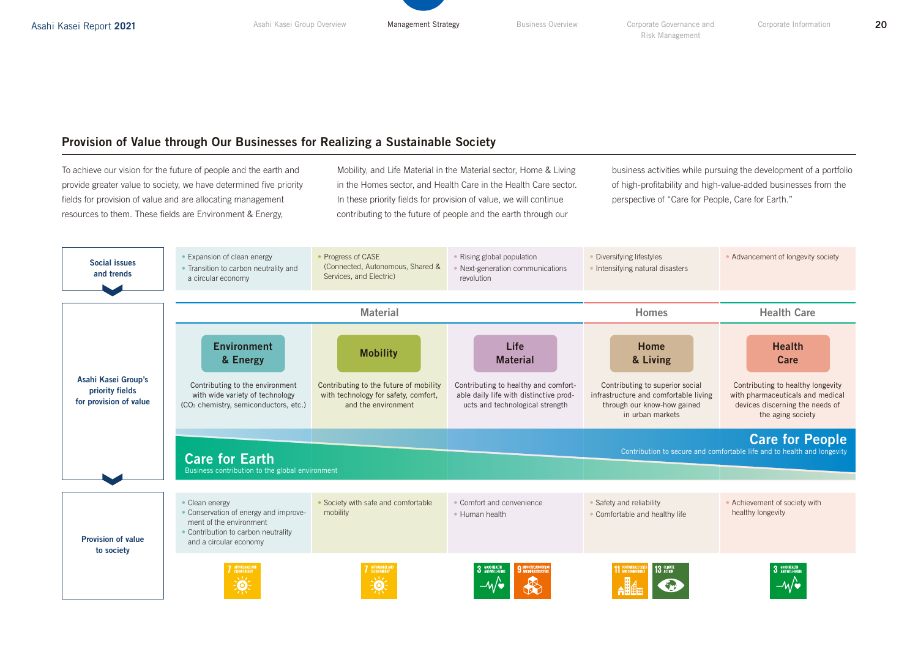## Provision of Value through Our Businesses for Realizing a Sustainable Society

To achieve our vision for the future of people and the earth and provide greater value to society, we have determined five priority fields for provision of value and are allocating management resources to them. These fields are Environment & Energy, Mobility, and Life Material in the Material sector, Home & Living in the Homes sector, and Health Care in the Health Care sector. In these priority fields for provision of value, we will continue contributing to the future of people and the earth through our business activities while pursuing the development of a portfolio of high-profitability and high-value-added businesses from the perspective of “Care for People, Care for Earth.”

| | Material | | | Homes | Health Care |
|---|---|---|---|---|---|
| **Social issues and trends** | • Expansion of clean energy<br>• Transition to carbon neutrality and a circular economy | • Progress of CASE (Connected, Autonomous, Shared & Services, and Electric) | • Rising global population<br>• Next-generation communications revolution | • Diversifying lifestyles<br>• Intensifying natural disasters | • Advancement of longevity society |
| **Asahi Kasei Group’s priority fields for provision of value** | **Environment & Energy**<br>Contributing to the environment with wide variety of technology ($CO_2$ chemistry, semiconductors, etc.) | **Mobility**<br>Contributing to the future of mobility with technology for safety, comfort, and the environment | **Life Material**<br>Contributing to healthy and comfortable daily life with distinctive products and technological strength | **Home & Living**<br>Contributing to superior social infrastructure and comfortable living through our know-how gained in urban markets | **Health Care**<br>Contributing to healthy longevity with pharmaceuticals and medical devices discerning the needs of the aging society |
| **Provision of value to society** | • Clean energy<br>• Conservation of energy and improvement of the environment<br>• Contribution to carbon neutrality and a circular economy | • Society with safe and comfortable mobility | • Comfort and convenience<br>• Human health | • Safety and reliability<br>• Comfortable and healthy life | • Achievement of society with healthy longevity |
| **SDGs** | 7 Affordable and clean energy | 7 Affordable and clean energy | 3 Good health and well-being; 9 Industry, innovation and infrastructure | 11 Sustainable cities and communities; 13 Climate action | 3 Good health and well-being |

**Care for Earth**
Business contribution to the global environment

**Care for People**
Contribution to secure and comfortable life and to health and longevity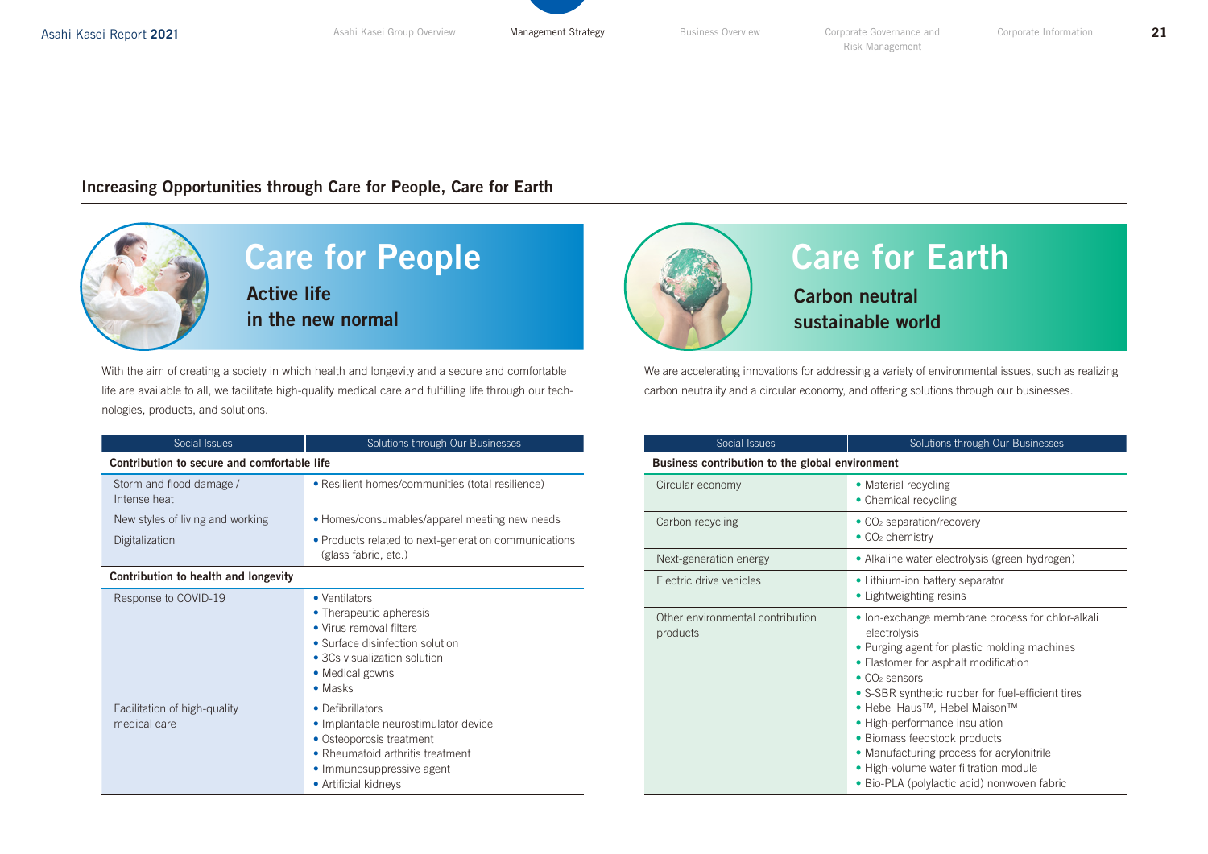## Increasing Opportunities through Care for People, Care for Earth

# Care for People

**Active life in the new normal**

With the aim of creating a society in which health and longevity and a secure and comfortable life are available to all, we facilitate high-quality medical care and fulfilling life through our technologies, products, and solutions.

| Social Issues | Solutions through Our Businesses |
|---|---|
| **Contribution to secure and comfortable life** | |
| Storm and flood damage / Intense heat | • Resilient homes/communities (total resilience) |
| New styles of living and working | • Homes/consumables/apparel meeting new needs |
| Digitalization | • Products related to next-generation communications (glass fabric, etc.) |
| **Contribution to health and longevity** | |
| Response to COVID-19 | • Ventilators<br>• Therapeutic apheresis<br>• Virus removal filters<br>• Surface disinfection solution<br>• 3Cs visualization solution<br>• Medical gowns<br>• Masks |
| Facilitation of high-quality medical care | • Defibrillators<br>• Implantable neurostimulator device<br>• Osteoporosis treatment<br>• Rheumatoid arthritis treatment<br>• Immunosuppressive agent<br>• Artificial kidneys |

# Care for Earth

**Carbon neutral sustainable world**

We are accelerating innovations for addressing a variety of environmental issues, such as realizing carbon neutrality and a circular economy, and offering solutions through our businesses.

| Social Issues | Solutions through Our Businesses |
|---|---|
| **Business contribution to the global environment** | |
| Circular economy | • Material recycling<br>• Chemical recycling |
| Carbon recycling | • $CO_2$ separation/recovery<br>• $CO_2$ chemistry |
| Next-generation energy | • Alkaline water electrolysis (green hydrogen) |
| Electric drive vehicles | • Lithium-ion battery separator<br>• Lightweighting resins |
| Other environmental contribution products | • Ion-exchange membrane process for chlor-alkali electrolysis<br>• Purging agent for plastic molding machines<br>• Elastomer for asphalt modification<br>• $CO_2$ sensors<br>• S-SBR synthetic rubber for fuel-efficient tires<br>• Hebel Haus™, Hebel Maison™<br>• High-performance insulation<br>• Biomass feedstock products<br>• Manufacturing process for acrylonitrile<br>• High-volume water filtration module<br>• Bio-PLA (polylactic acid) nonwoven fabric |